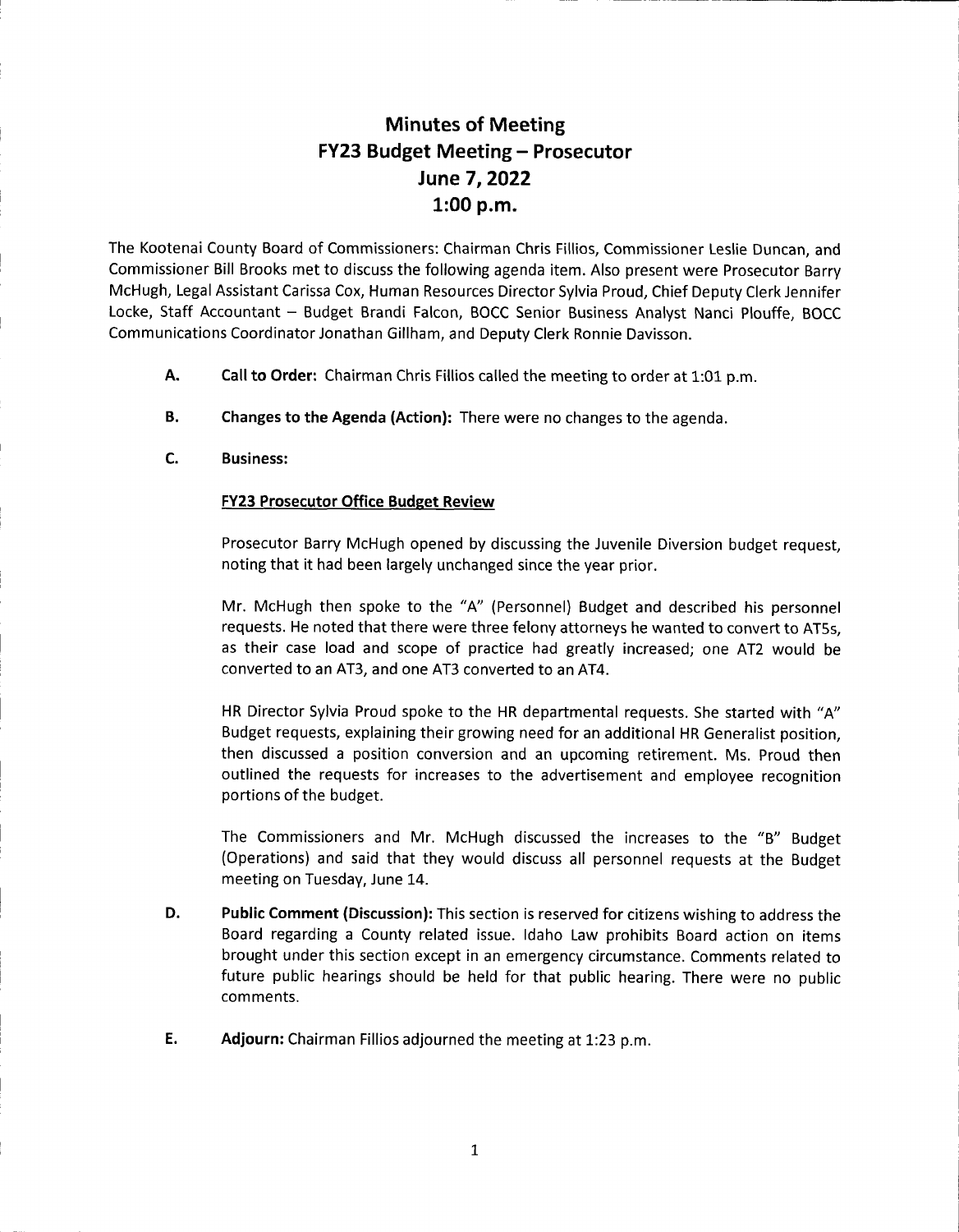# Minutes of Meeting
# FY23 Budget Meeting – Prosecutor
# June 7, 2022
# 1:00 p.m.

The Kootenai County Board of Commissioners: Chairman Chris Fillios, Commissioner Leslie Duncan, and Commissioner Bill Brooks met to discuss the following agenda item. Also present were Prosecutor Barry McHugh, Legal Assistant Carissa Cox, Human Resources Director Sylvia Proud, Chief Deputy Clerk Jennifer Locke, Staff Accountant – Budget Brandi Falcon, BOCC Senior Business Analyst Nanci Plouffe, BOCC Communications Coordinator Jonathan Gillham, and Deputy Clerk Ronnie Davisson.

**A.** **Call to Order:** Chairman Chris Fillios called the meeting to order at 1:01 p.m.

**B.** **Changes to the Agenda (Action):** There were no changes to the agenda.

**C.** **Business:**

**FY23 Prosecutor Office Budget Review**

Prosecutor Barry McHugh opened by discussing the Juvenile Diversion budget request, noting that it had been largely unchanged since the year prior.

Mr. McHugh then spoke to the "A" (Personnel) Budget and described his personnel requests. He noted that there were three felony attorneys he wanted to convert to AT5s, as their case load and scope of practice had greatly increased; one AT2 would be converted to an AT3, and one AT3 converted to an AT4.

HR Director Sylvia Proud spoke to the HR departmental requests. She started with "A" Budget requests, explaining their growing need for an additional HR Generalist position, then discussed a position conversion and an upcoming retirement. Ms. Proud then outlined the requests for increases to the advertisement and employee recognition portions of the budget.

The Commissioners and Mr. McHugh discussed the increases to the "B" Budget (Operations) and said that they would discuss all personnel requests at the Budget meeting on Tuesday, June 14.

**D.** **Public Comment (Discussion):** This section is reserved for citizens wishing to address the Board regarding a County related issue. Idaho Law prohibits Board action on items brought under this section except in an emergency circumstance. Comments related to future public hearings should be held for that public hearing. There were no public comments.

**E.** **Adjourn:** Chairman Fillios adjourned the meeting at 1:23 p.m.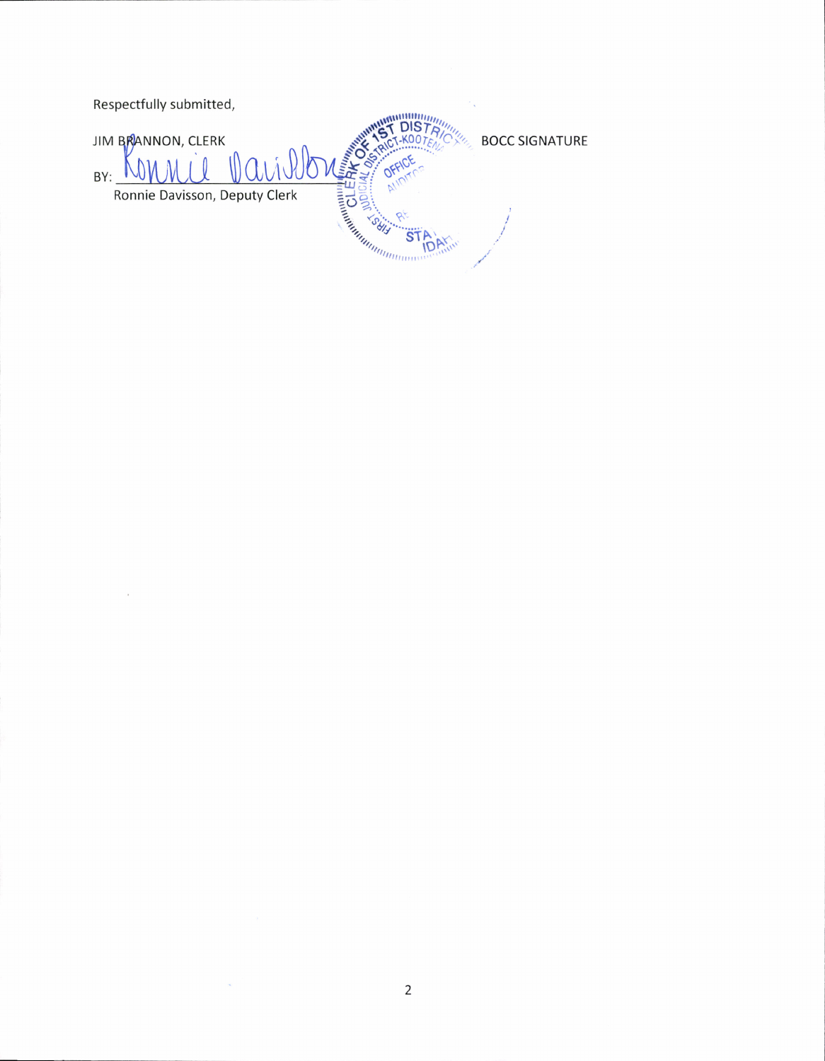Respectfully submitted,

JIM BRANNON, CLERK

BY: Ronnie Davisson

Ronnie Davisson, Deputy Clerk

BOCC SIGNATURE